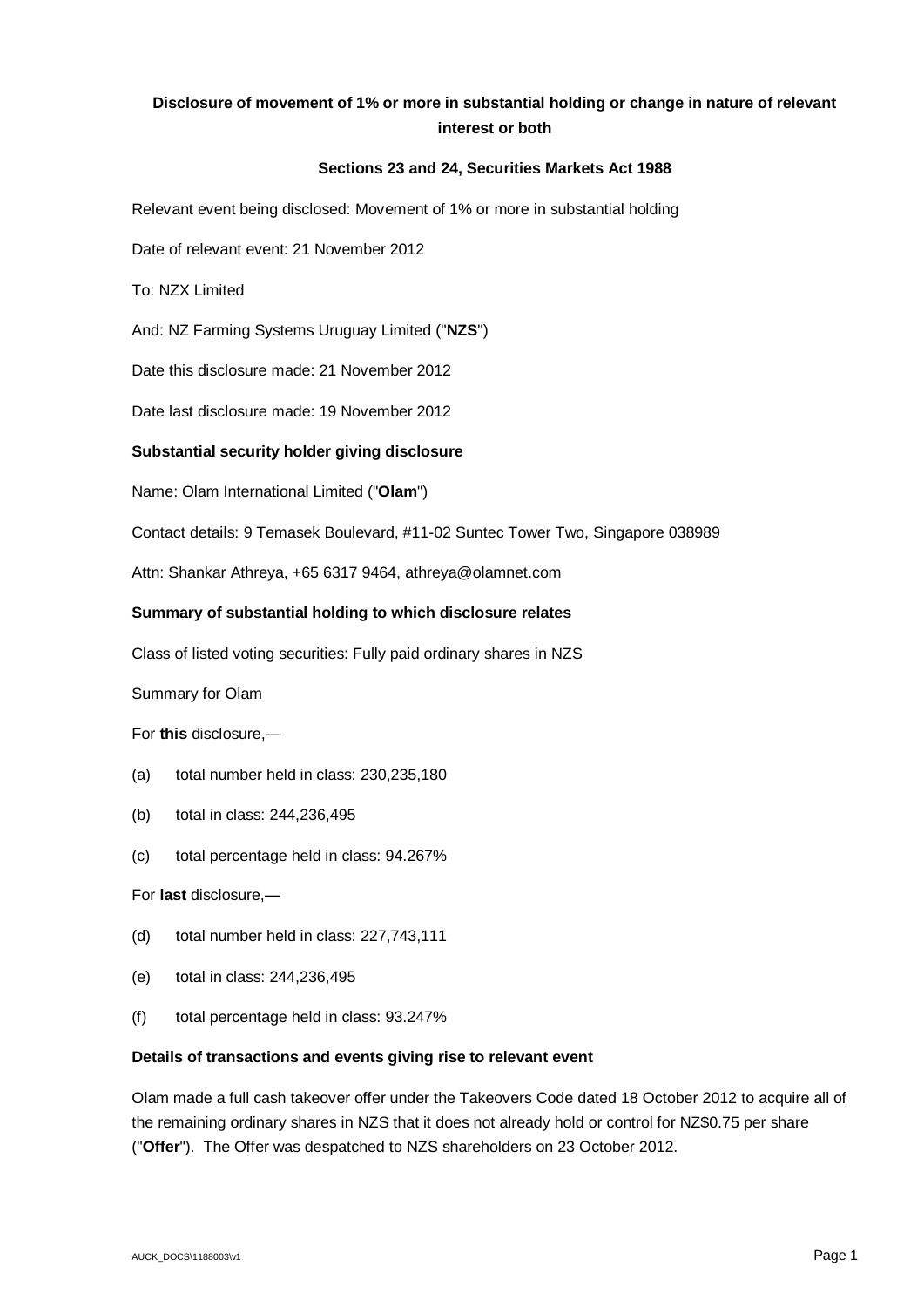**Disclosure of movement of 1% or more in substantial holding or change in nature of relevant interest or both**

**Sections 23 and 24, Securities Markets Act 1988**

Relevant event being disclosed: Movement of 1% or more in substantial holding

Date of relevant event: 21 November 2012

To: NZX Limited

And: NZ Farming Systems Uruguay Limited ("**NZS**")

Date this disclosure made: 21 November 2012

Date last disclosure made: 19 November 2012

**Substantial security holder giving disclosure**

Name: Olam International Limited ("**Olam**")

Contact details: 9 Temasek Boulevard, #11-02 Suntec Tower Two, Singapore 038989

Attn: Shankar Athreya, +65 6317 9464, athreya@olamnet.com

**Summary of substantial holding to which disclosure relates**

Class of listed voting securities: Fully paid ordinary shares in NZS

Summary for Olam

For **this** disclosure,—

(a) total number held in class: 230,235,180

(b) total in class: 244,236,495

(c) total percentage held in class: 94.267%

For **last** disclosure,—

(d) total number held in class: 227,743,111

(e) total in class: 244,236,495

(f) total percentage held in class: 93.247%

**Details of transactions and events giving rise to relevant event**

Olam made a full cash takeover offer under the Takeovers Code dated 18 October 2012 to acquire all of the remaining ordinary shares in NZS that it does not already hold or control for NZ$0.75 per share ("**Offer**"). The Offer was despatched to NZS shareholders on 23 October 2012.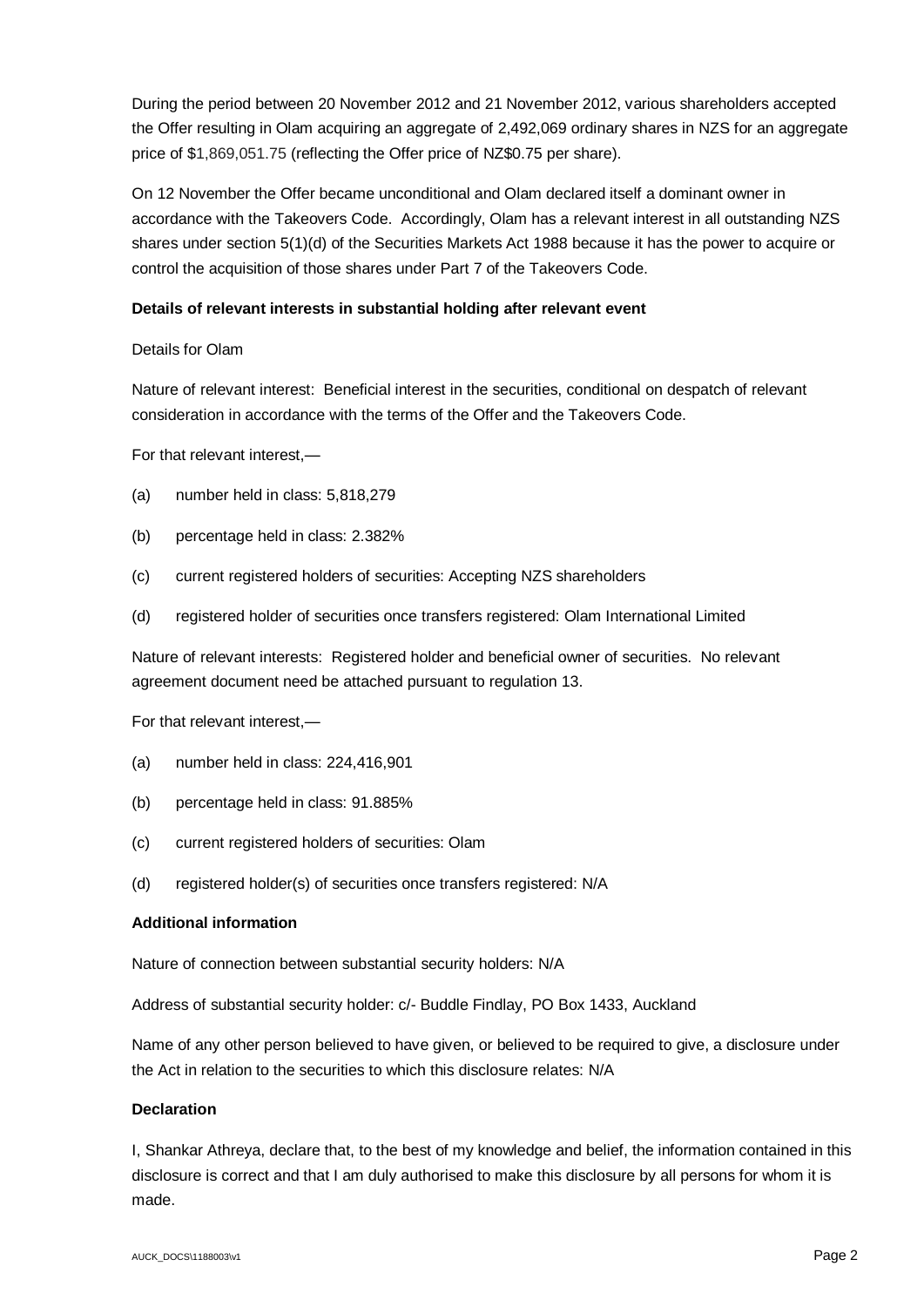During the period between 20 November 2012 and 21 November 2012, various shareholders accepted the Offer resulting in Olam acquiring an aggregate of 2,492,069 ordinary shares in NZS for an aggregate price of $1,869,051.75 (reflecting the Offer price of NZ$0.75 per share).

On 12 November the Offer became unconditional and Olam declared itself a dominant owner in accordance with the Takeovers Code. Accordingly, Olam has a relevant interest in all outstanding NZS shares under section 5(1)(d) of the Securities Markets Act 1988 because it has the power to acquire or control the acquisition of those shares under Part 7 of the Takeovers Code.

**Details of relevant interests in substantial holding after relevant event**

Details for Olam

Nature of relevant interest: Beneficial interest in the securities, conditional on despatch of relevant consideration in accordance with the terms of the Offer and the Takeovers Code.

For that relevant interest,—

(a) number held in class: 5,818,279

(b) percentage held in class: 2.382%

(c) current registered holders of securities: Accepting NZS shareholders

(d) registered holder of securities once transfers registered: Olam International Limited

Nature of relevant interests: Registered holder and beneficial owner of securities. No relevant agreement document need be attached pursuant to regulation 13.

For that relevant interest,—

(a) number held in class: 224,416,901

(b) percentage held in class: 91.885%

(c) current registered holders of securities: Olam

(d) registered holder(s) of securities once transfers registered: N/A

**Additional information**

Nature of connection between substantial security holders: N/A

Address of substantial security holder: c/- Buddle Findlay, PO Box 1433, Auckland

Name of any other person believed to have given, or believed to be required to give, a disclosure under the Act in relation to the securities to which this disclosure relates: N/A

**Declaration**

I, Shankar Athreya, declare that, to the best of my knowledge and belief, the information contained in this disclosure is correct and that I am duly authorised to make this disclosure by all persons for whom it is made.

AUCK_DOCS\1188003\v1